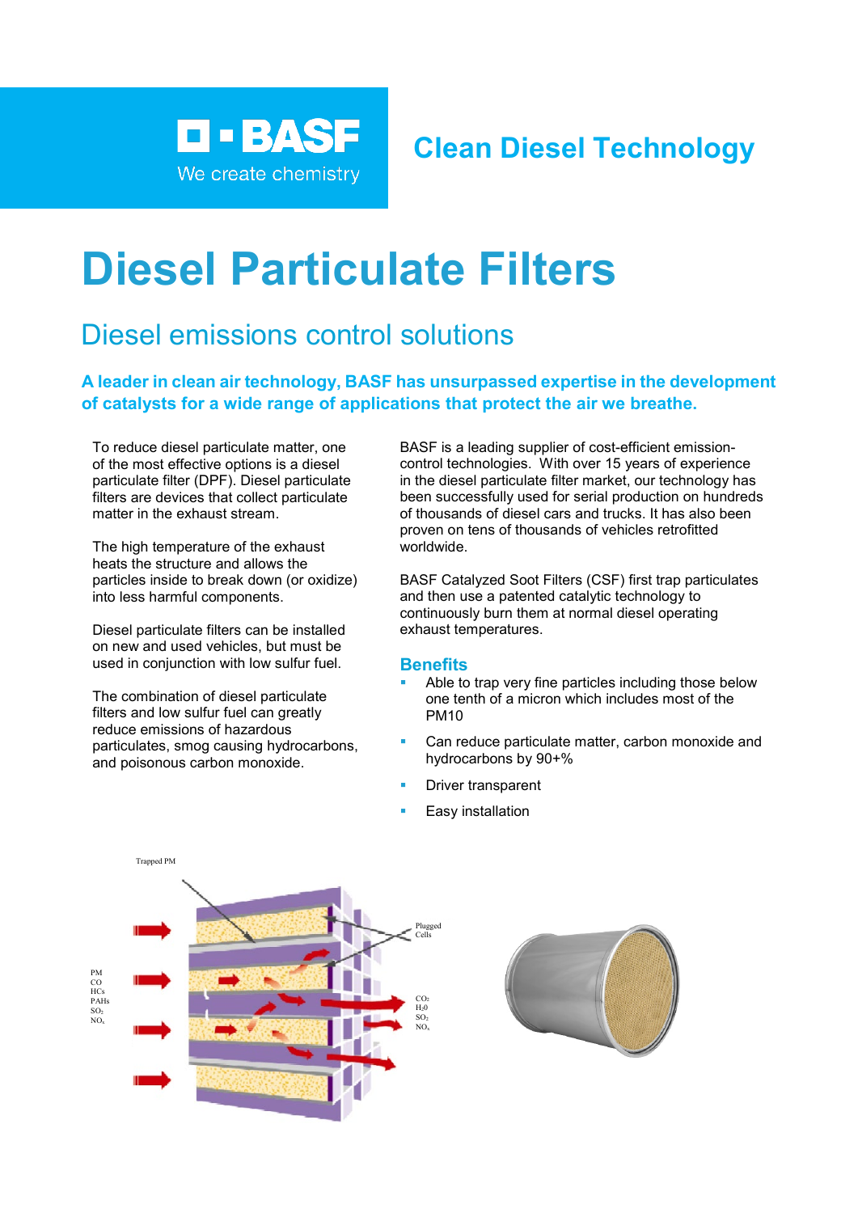BASF
We create chemistry

Clean Diesel Technology

# Diesel Particulate Filters

## Diesel emissions control solutions

**A leader in clean air technology, BASF has unsurpassed expertise in the development of catalysts for a wide range of applications that protect the air we breathe.**

To reduce diesel particulate matter, one of the most effective options is a diesel particulate filter (DPF). Diesel particulate filters are devices that collect particulate matter in the exhaust stream.

The high temperature of the exhaust heats the structure and allows the particles inside to break down (or oxidize) into less harmful components.

Diesel particulate filters can be installed on new and used vehicles, but must be used in conjunction with low sulfur fuel.

The combination of diesel particulate filters and low sulfur fuel can greatly reduce emissions of hazardous particulates, smog causing hydrocarbons, and poisonous carbon monoxide.

BASF is a leading supplier of cost-efficient emission-control technologies. With over 15 years of experience in the diesel particulate filter market, our technology has been successfully used for serial production on hundreds of thousands of diesel cars and trucks. It has also been proven on tens of thousands of vehicles retrofitted worldwide.

BASF Catalyzed Soot Filters (CSF) first trap particulates and then use a patented catalytic technology to continuously burn them at normal diesel operating exhaust temperatures.

### Benefits

- Able to trap very fine particles including those below one tenth of a micron which includes most of the PM10
- Can reduce particulate matter, carbon monoxide and hydrocarbons by 90+%
- Driver transparent
- Easy installation

Trapped PM

Plugged Cells

PM
CO
HCs
PAHs
$SO_2$
$NO_x$

$CO_2$
$H_2O$
$SO_2$
$NO_x$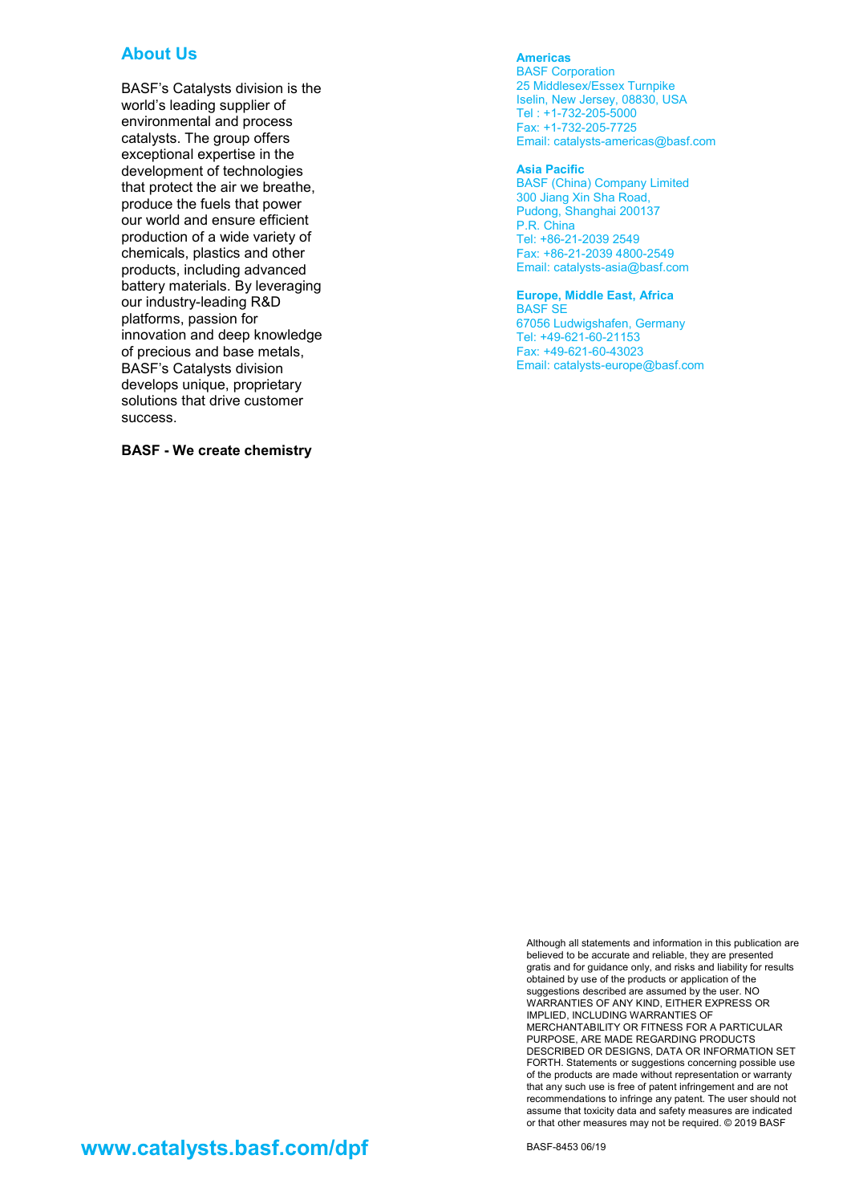## About Us

BASF's Catalysts division is the world's leading supplier of environmental and process catalysts. The group offers exceptional expertise in the development of technologies that protect the air we breathe, produce the fuels that power our world and ensure efficient production of a wide variety of chemicals, plastics and other products, including advanced battery materials. By leveraging our industry-leading R&D platforms, passion for innovation and deep knowledge of precious and base metals, BASF's Catalysts division develops unique, proprietary solutions that drive customer success.

**BASF - We create chemistry**

**Americas**
BASF Corporation
25 Middlesex/Essex Turnpike
Iselin, New Jersey, 08830, USA
Tel : +1-732-205-5000
Fax: +1-732-205-7725
Email: catalysts-americas@basf.com

**Asia Pacific**
BASF (China) Company Limited
300 Jiang Xin Sha Road,
Pudong, Shanghai 200137
P.R. China
Tel: +86-21-2039 2549
Fax: +86-21-2039 4800-2549
Email: catalysts-asia@basf.com

**Europe, Middle East, Africa**
BASF SE
67056 Ludwigshafen, Germany
Tel: +49-621-60-21153
Fax: +49-621-60-43023
Email: catalysts-europe@basf.com

Although all statements and information in this publication are believed to be accurate and reliable, they are presented gratis and for guidance only, and risks and liability for results obtained by use of the products or application of the suggestions described are assumed by the user. NO WARRANTIES OF ANY KIND, EITHER EXPRESS OR IMPLIED, INCLUDING WARRANTIES OF MERCHANTABILITY OR FITNESS FOR A PARTICULAR PURPOSE, ARE MADE REGARDING PRODUCTS DESCRIBED OR DESIGNS, DATA OR INFORMATION SET FORTH. Statements or suggestions concerning possible use of the products are made without representation or warranty that any such use is free of patent infringement and are not recommendations to infringe any patent. The user should not assume that toxicity data and safety measures are indicated or that other measures may not be required. © 2019 BASF

**www.catalysts.basf.com/dpf**

BASF-8453 06/19